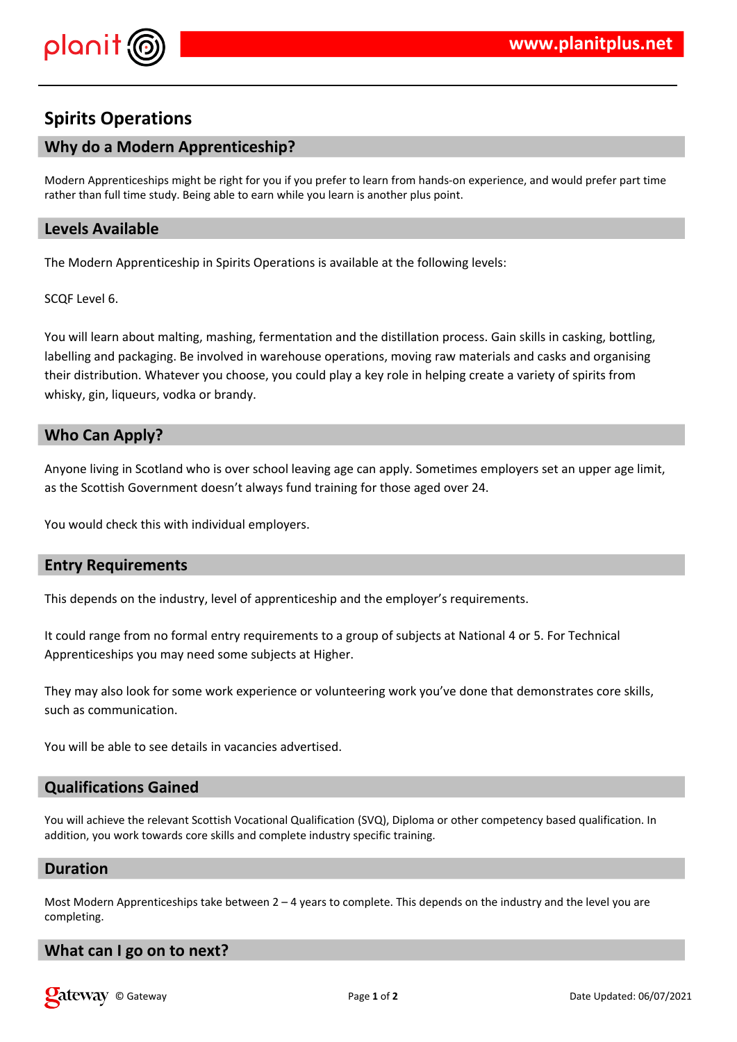# Spirits Operations

## Why do a Modern Apprenticeship?

Modern Apprenticeships might be right for you if you prefer to learn from hands-on experience, and would prefer part time rather than full time study. Being able to earn while you learn is another plus point.

## Levels Available

The Modern Apprenticeship in Spirits Operations is available at the following levels:

SCQF Level 6.

You will learn about malting, mashing, fermentation and the distillation process. Gain skills in casking, bottling, labelling and packaging. Be involved in warehouse operations, moving raw materials and casks and organising their distribution. Whatever you choose, you could play a key role in helping create a variety of spirits from whisky, gin, liqueurs, vodka or brandy.

## Who Can Apply?

Anyone living in Scotland who is over school leaving age can apply. Sometimes employers set an upper age limit, as the Scottish Government doesn't always fund training for those aged over 24.

You would check this with individual employers.

## Entry Requirements

This depends on the industry, level of apprenticeship and the employer's requirements.

It could range from no formal entry requirements to a group of subjects at National 4 or 5. For Technical Apprenticeships you may need some subjects at Higher.

They may also look for some work experience or volunteering work you've done that demonstrates core skills, such as communication.

You will be able to see details in vacancies advertised.

## Qualifications Gained

You will achieve the relevant Scottish Vocational Qualification (SVQ), Diploma or other competency based qualification. In addition, you work towards core skills and complete industry specific training.

## Duration

Most Modern Apprenticeships take between 2 – 4 years to complete. This depends on the industry and the level you are completing.

## What can I go on to next?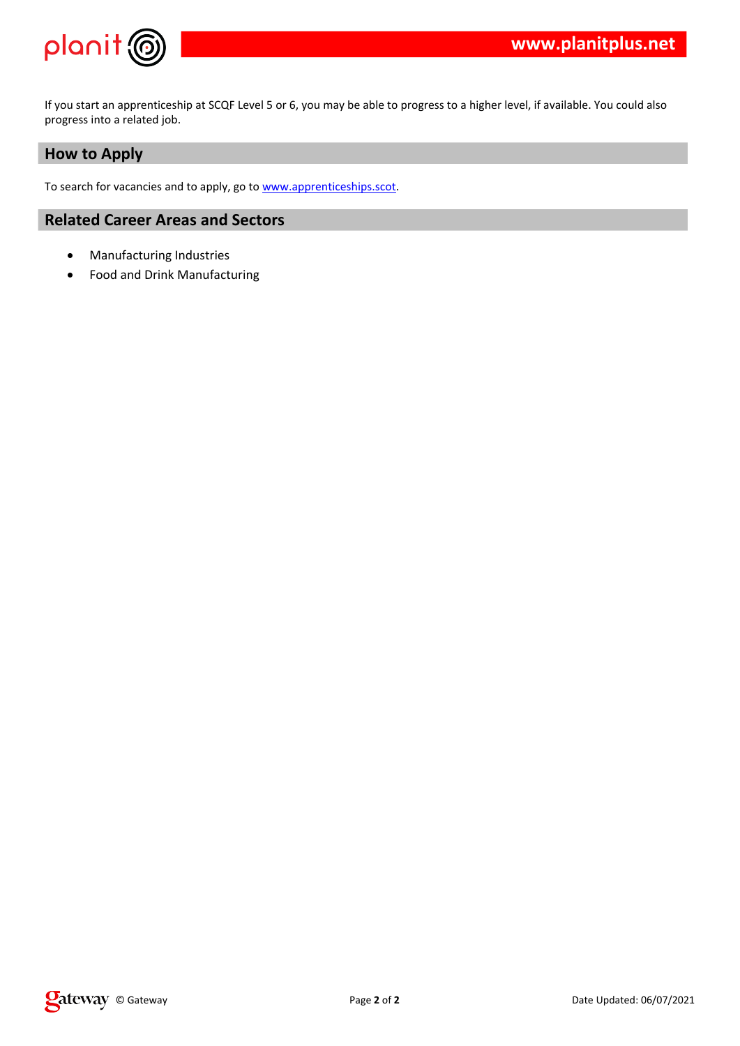If you start an apprenticeship at SCQF Level 5 or 6, you may be able to progress to a higher level, if available. You could also progress into a related job.

## How to Apply

To search for vacancies and to apply, go to www.apprenticeships.scot.

## Related Career Areas and Sectors

- Manufacturing Industries
- Food and Drink Manufacturing